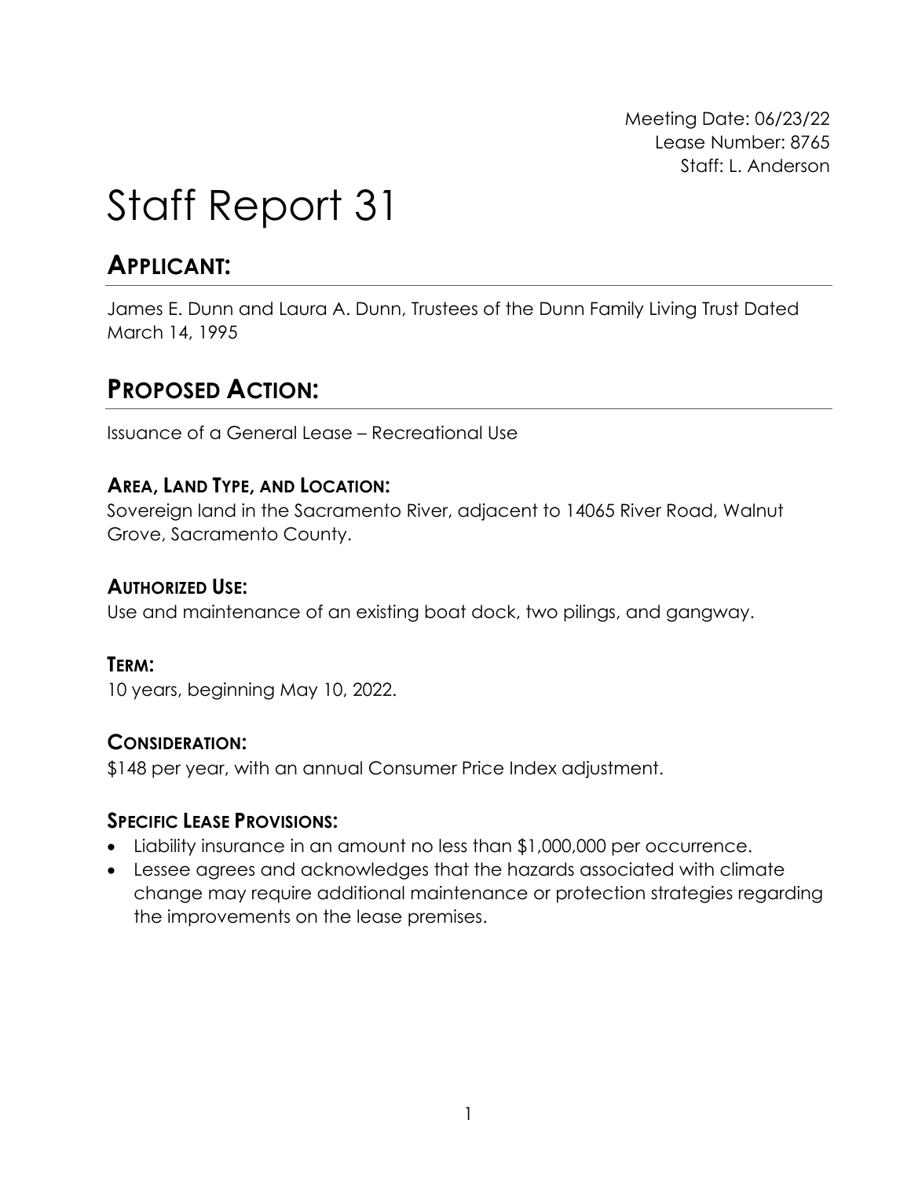Meeting Date: 06/23/22
Lease Number: 8765
Staff: L. Anderson

# Staff Report 31

## APPLICANT:

James E. Dunn and Laura A. Dunn, Trustees of the Dunn Family Living Trust Dated March 14, 1995

## PROPOSED ACTION:

Issuance of a General Lease – Recreational Use

### AREA, LAND TYPE, AND LOCATION:

Sovereign land in the Sacramento River, adjacent to 14065 River Road, Walnut Grove, Sacramento County.

### AUTHORIZED USE:

Use and maintenance of an existing boat dock, two pilings, and gangway.

### TERM:

10 years, beginning May 10, 2022.

### CONSIDERATION:

$148 per year, with an annual Consumer Price Index adjustment.

### SPECIFIC LEASE PROVISIONS:

- Liability insurance in an amount no less than $1,000,000 per occurrence.
- Lessee agrees and acknowledges that the hazards associated with climate change may require additional maintenance or protection strategies regarding the improvements on the lease premises.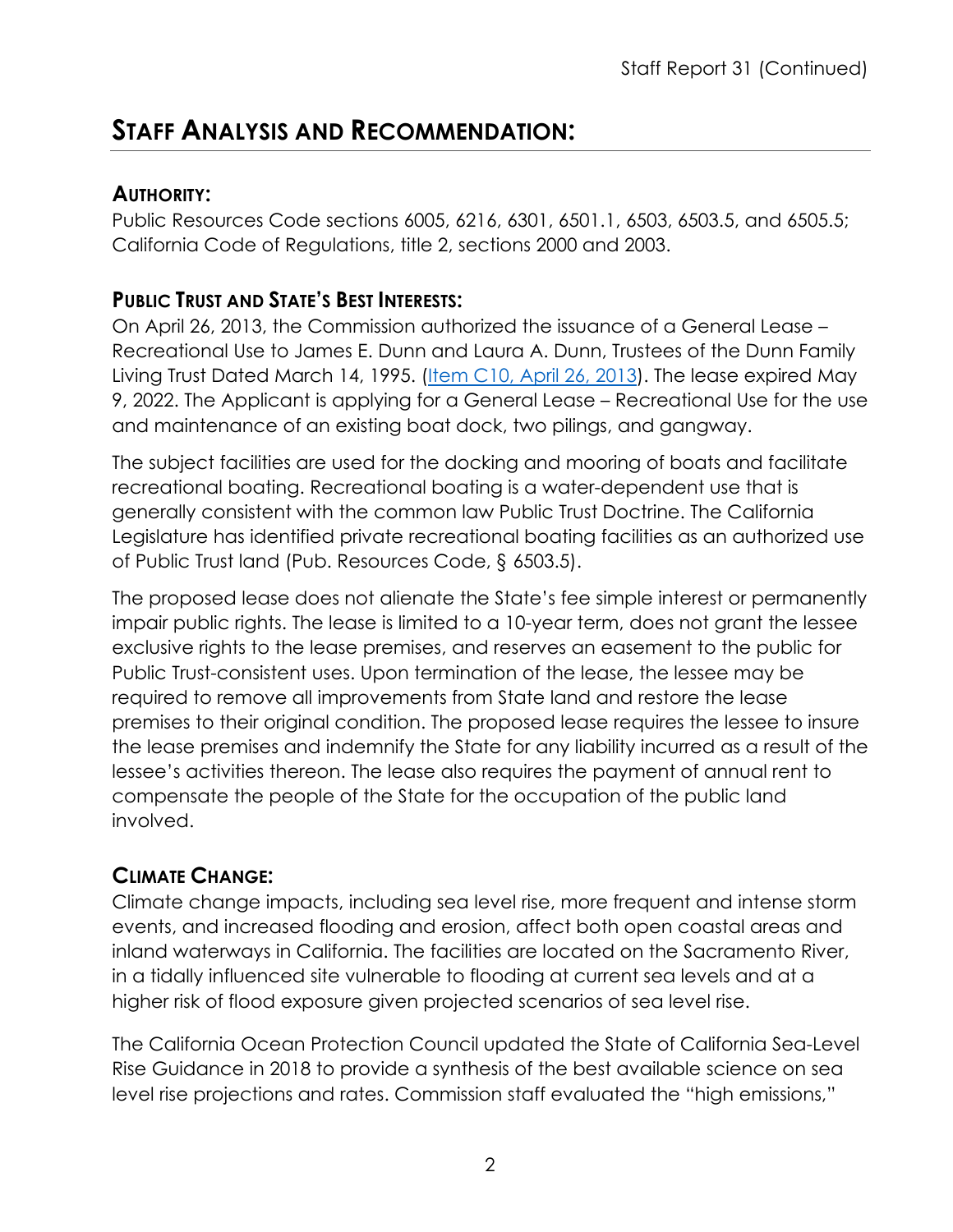## STAFF ANALYSIS AND RECOMMENDATION:

### AUTHORITY:

Public Resources Code sections 6005, 6216, 6301, 6501.1, 6503, 6503.5, and 6505.5; California Code of Regulations, title 2, sections 2000 and 2003.

### PUBLIC TRUST AND STATE'S BEST INTERESTS:

On April 26, 2013, the Commission authorized the issuance of a General Lease – Recreational Use to James E. Dunn and Laura A. Dunn, Trustees of the Dunn Family Living Trust Dated March 14, 1995. (Item C10, April 26, 2013). The lease expired May 9, 2022. The Applicant is applying for a General Lease – Recreational Use for the use and maintenance of an existing boat dock, two pilings, and gangway.

The subject facilities are used for the docking and mooring of boats and facilitate recreational boating. Recreational boating is a water-dependent use that is generally consistent with the common law Public Trust Doctrine. The California Legislature has identified private recreational boating facilities as an authorized use of Public Trust land (Pub. Resources Code, § 6503.5).

The proposed lease does not alienate the State's fee simple interest or permanently impair public rights. The lease is limited to a 10-year term, does not grant the lessee exclusive rights to the lease premises, and reserves an easement to the public for Public Trust-consistent uses. Upon termination of the lease, the lessee may be required to remove all improvements from State land and restore the lease premises to their original condition. The proposed lease requires the lessee to insure the lease premises and indemnify the State for any liability incurred as a result of the lessee's activities thereon. The lease also requires the payment of annual rent to compensate the people of the State for the occupation of the public land involved.

### CLIMATE CHANGE:

Climate change impacts, including sea level rise, more frequent and intense storm events, and increased flooding and erosion, affect both open coastal areas and inland waterways in California. The facilities are located on the Sacramento River, in a tidally influenced site vulnerable to flooding at current sea levels and at a higher risk of flood exposure given projected scenarios of sea level rise.

The California Ocean Protection Council updated the State of California Sea-Level Rise Guidance in 2018 to provide a synthesis of the best available science on sea level rise projections and rates. Commission staff evaluated the "high emissions,"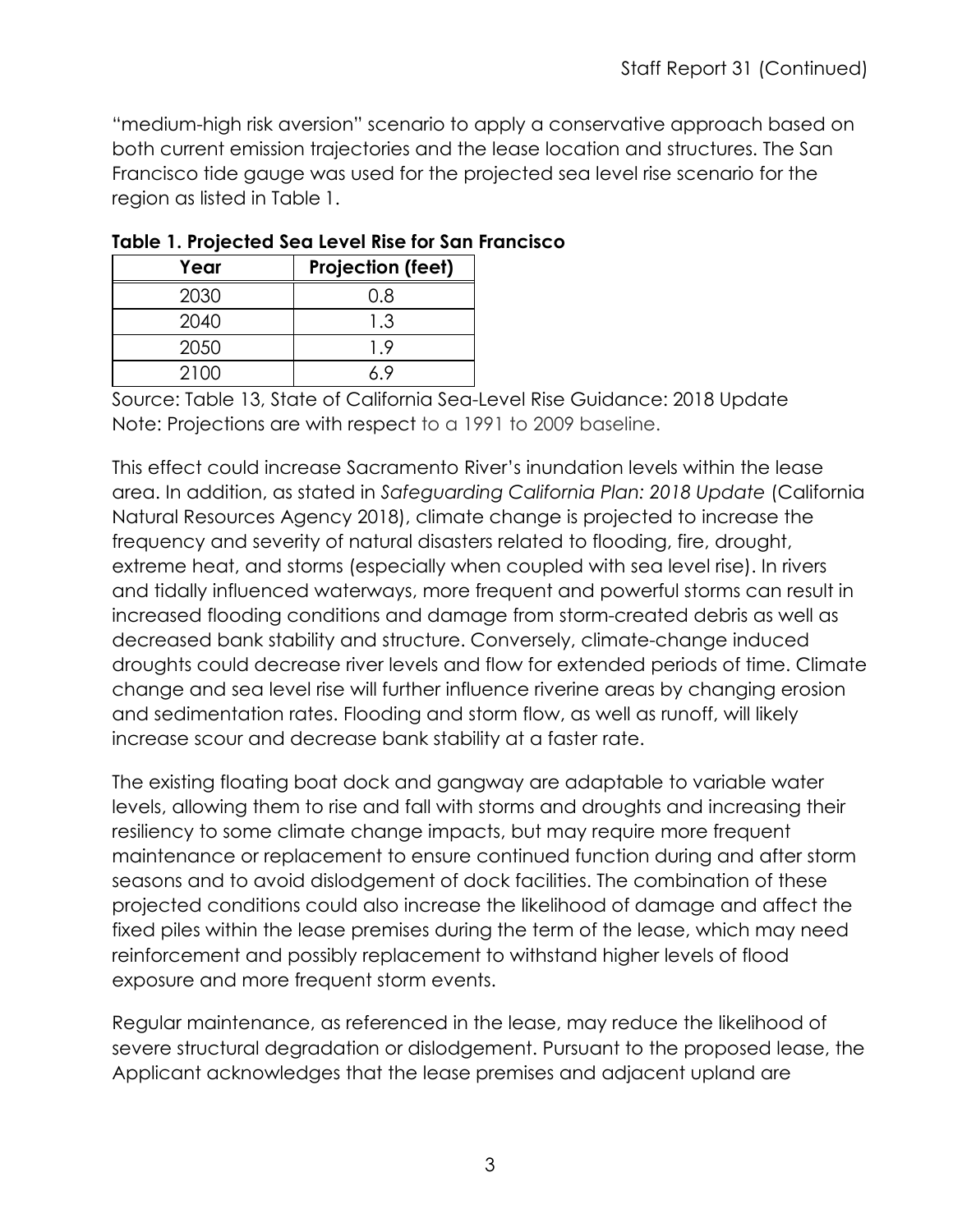"medium-high risk aversion" scenario to apply a conservative approach based on both current emission trajectories and the lease location and structures. The San Francisco tide gauge was used for the projected sea level rise scenario for the region as listed in Table 1.

**Table 1. Projected Sea Level Rise for San Francisco**

| Year | Projection (feet) |
|---|---|
| 2030 | 0.8 |
| 2040 | 1.3 |
| 2050 | 1.9 |
| 2100 | 6.9 |

Source: Table 13, State of California Sea-Level Rise Guidance: 2018 Update
Note: Projections are with respect to a 1991 to 2009 baseline.

This effect could increase Sacramento River's inundation levels within the lease area. In addition, as stated in *Safeguarding California Plan: 2018 Update* (California Natural Resources Agency 2018), climate change is projected to increase the frequency and severity of natural disasters related to flooding, fire, drought, extreme heat, and storms (especially when coupled with sea level rise). In rivers and tidally influenced waterways, more frequent and powerful storms can result in increased flooding conditions and damage from storm-created debris as well as decreased bank stability and structure. Conversely, climate-change induced droughts could decrease river levels and flow for extended periods of time. Climate change and sea level rise will further influence riverine areas by changing erosion and sedimentation rates. Flooding and storm flow, as well as runoff, will likely increase scour and decrease bank stability at a faster rate.

The existing floating boat dock and gangway are adaptable to variable water levels, allowing them to rise and fall with storms and droughts and increasing their resiliency to some climate change impacts, but may require more frequent maintenance or replacement to ensure continued function during and after storm seasons and to avoid dislodgement of dock facilities. The combination of these projected conditions could also increase the likelihood of damage and affect the fixed piles within the lease premises during the term of the lease, which may need reinforcement and possibly replacement to withstand higher levels of flood exposure and more frequent storm events.

Regular maintenance, as referenced in the lease, may reduce the likelihood of severe structural degradation or dislodgement. Pursuant to the proposed lease, the Applicant acknowledges that the lease premises and adjacent upland are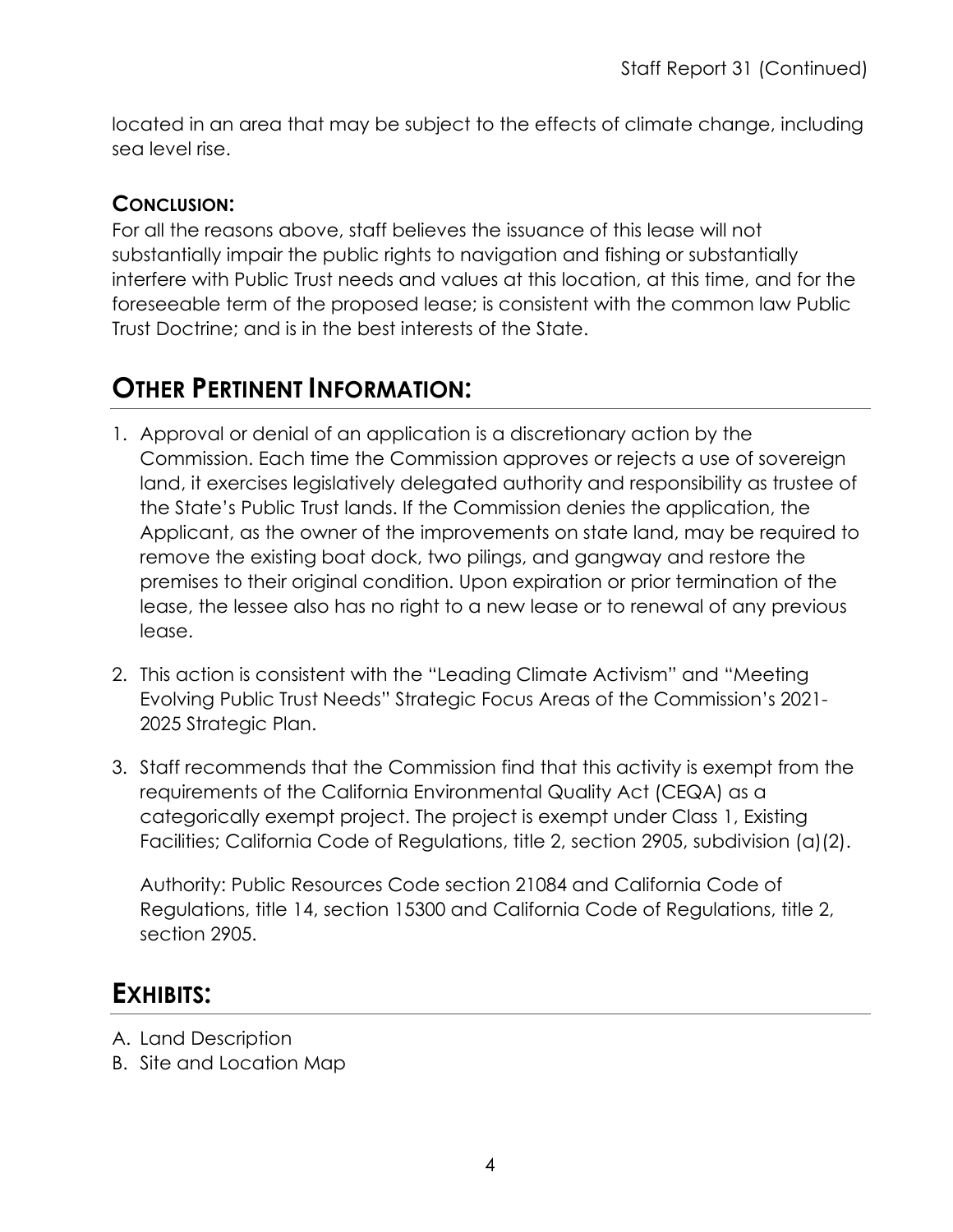located in an area that may be subject to the effects of climate change, including sea level rise.

### CONCLUSION:

For all the reasons above, staff believes the issuance of this lease will not substantially impair the public rights to navigation and fishing or substantially interfere with Public Trust needs and values at this location, at this time, and for the foreseeable term of the proposed lease; is consistent with the common law Public Trust Doctrine; and is in the best interests of the State.

## OTHER PERTINENT INFORMATION:

1. Approval or denial of an application is a discretionary action by the Commission. Each time the Commission approves or rejects a use of sovereign land, it exercises legislatively delegated authority and responsibility as trustee of the State's Public Trust lands. If the Commission denies the application, the Applicant, as the owner of the improvements on state land, may be required to remove the existing boat dock, two pilings, and gangway and restore the premises to their original condition. Upon expiration or prior termination of the lease, the lessee also has no right to a new lease or to renewal of any previous lease.

2. This action is consistent with the "Leading Climate Activism" and "Meeting Evolving Public Trust Needs" Strategic Focus Areas of the Commission's 2021-2025 Strategic Plan.

3. Staff recommends that the Commission find that this activity is exempt from the requirements of the California Environmental Quality Act (CEQA) as a categorically exempt project. The project is exempt under Class 1, Existing Facilities; California Code of Regulations, title 2, section 2905, subdivision (a)(2).

   Authority: Public Resources Code section 21084 and California Code of Regulations, title 14, section 15300 and California Code of Regulations, title 2, section 2905.

## EXHIBITS:

A. Land Description
B. Site and Location Map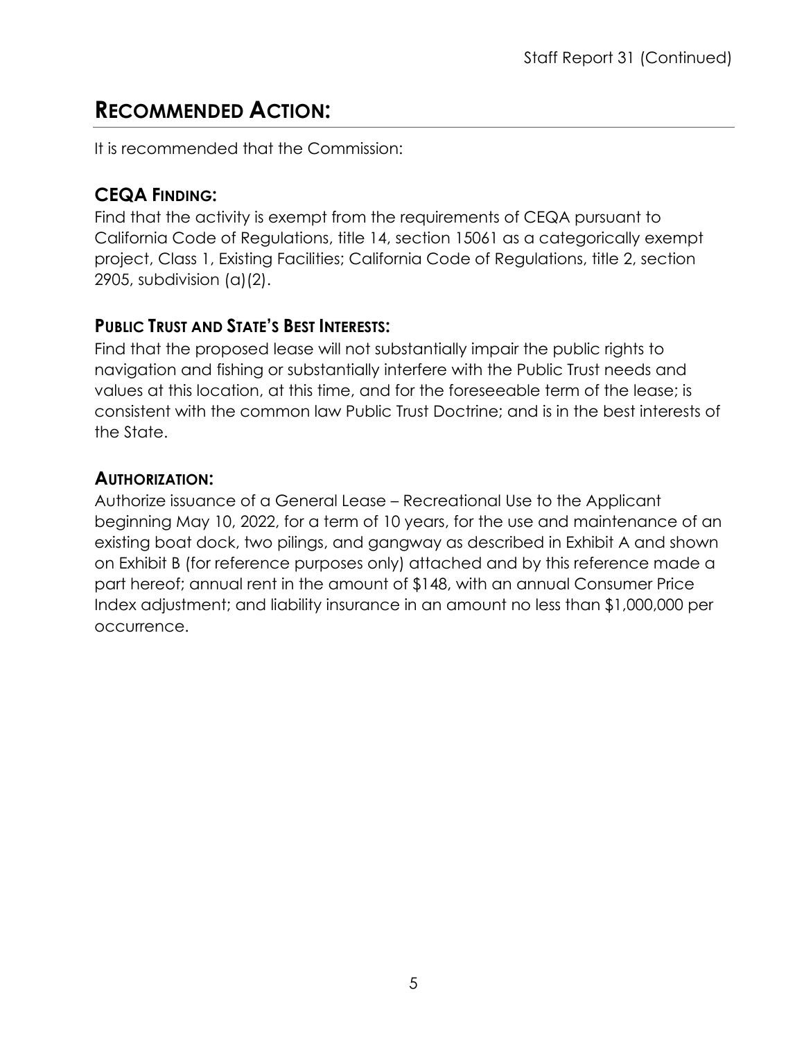## RECOMMENDED ACTION:

It is recommended that the Commission:

### CEQA FINDING:

Find that the activity is exempt from the requirements of CEQA pursuant to California Code of Regulations, title 14, section 15061 as a categorically exempt project, Class 1, Existing Facilities; California Code of Regulations, title 2, section 2905, subdivision (a)(2).

### PUBLIC TRUST AND STATE'S BEST INTERESTS:

Find that the proposed lease will not substantially impair the public rights to navigation and fishing or substantially interfere with the Public Trust needs and values at this location, at this time, and for the foreseeable term of the lease; is consistent with the common law Public Trust Doctrine; and is in the best interests of the State.

### AUTHORIZATION:

Authorize issuance of a General Lease – Recreational Use to the Applicant beginning May 10, 2022, for a term of 10 years, for the use and maintenance of an existing boat dock, two pilings, and gangway as described in Exhibit A and shown on Exhibit B (for reference purposes only) attached and by this reference made a part hereof; annual rent in the amount of $148, with an annual Consumer Price Index adjustment; and liability insurance in an amount no less than $1,000,000 per occurrence.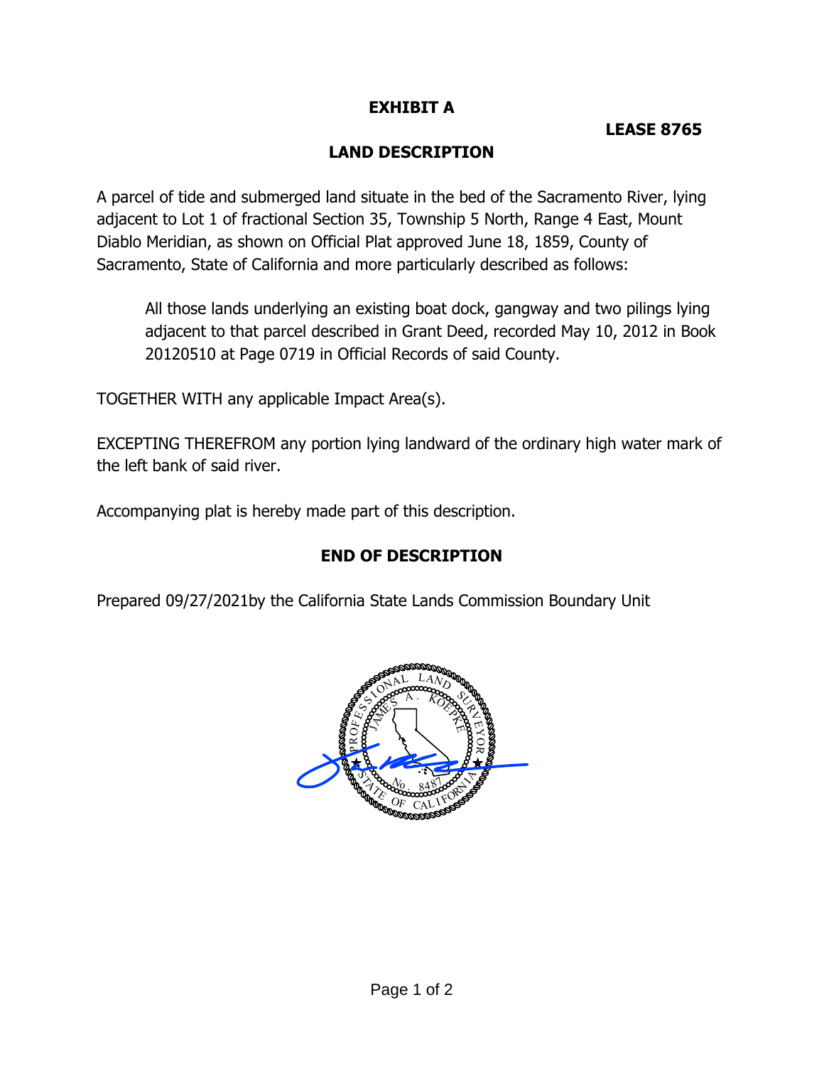**EXHIBIT A**

**LEASE 8765**

**LAND DESCRIPTION**

A parcel of tide and submerged land situate in the bed of the Sacramento River, lying adjacent to Lot 1 of fractional Section 35, Township 5 North, Range 4 East, Mount Diablo Meridian, as shown on Official Plat approved June 18, 1859, County of Sacramento, State of California and more particularly described as follows:

> All those lands underlying an existing boat dock, gangway and two pilings lying adjacent to that parcel described in Grant Deed, recorded May 10, 2012 in Book 20120510 at Page 0719 in Official Records of said County.

TOGETHER WITH any applicable Impact Area(s).

EXCEPTING THEREFROM any portion lying landward of the ordinary high water mark of the left bank of said river.

Accompanying plat is hereby made part of this description.

**END OF DESCRIPTION**

Prepared 09/27/2021by the California State Lands Commission Boundary Unit

PROFESSIONAL LAND SURVEYOR JAMES A. KOEPKE No. 8487 STATE OF CALIFORNIA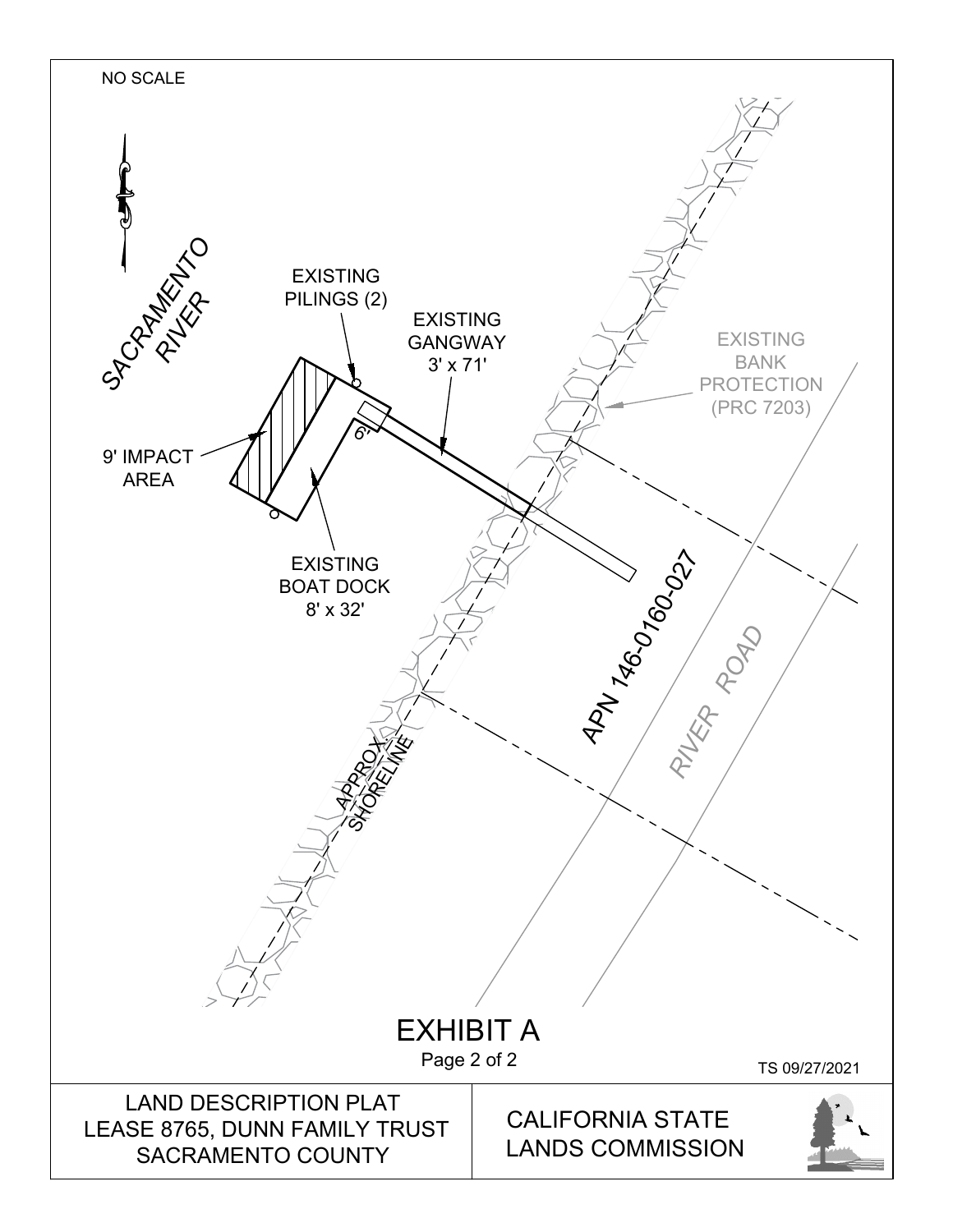NO SCALE

SACRAMENTO RIVER

EXISTING PILINGS (2)

EXISTING GANGWAY 3' x 71'

EXISTING BANK PROTECTION (PRC 7203)

9' IMPACT AREA

6'

EXISTING BOAT DOCK 8' x 32'

APN 146-0160-027

RIVER ROAD

APPROX. SHORELINE

# EXHIBIT A

Page 2 of 2

TS 09/27/2021

| LAND DESCRIPTION PLAT LEASE 8765, DUNN FAMILY TRUST SACRAMENTO COUNTY | CALIFORNIA STATE LANDS COMMISSION |
| --- | --- |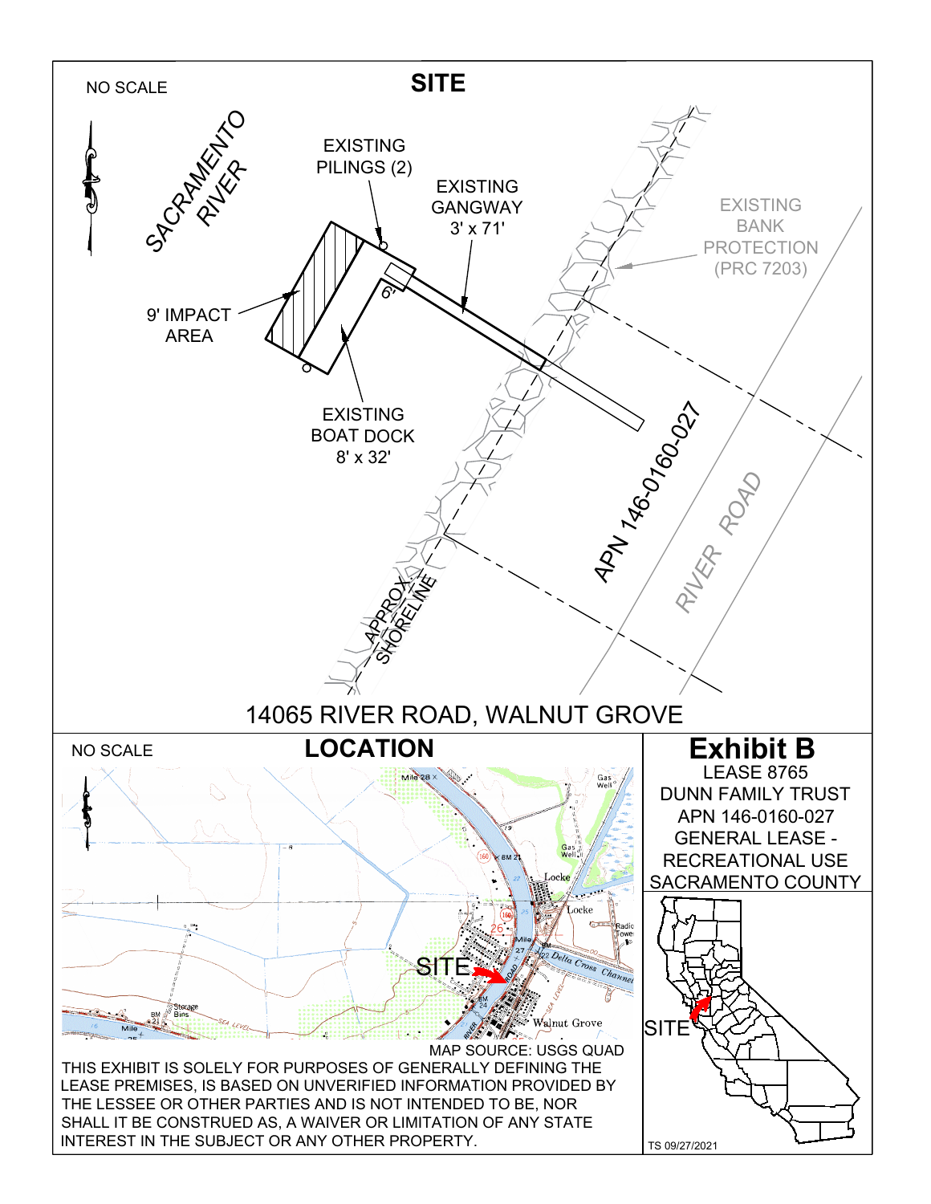NO SCALE

## SITE

SACRAMENTO RIVER

EXISTING PILINGS (2)

EXISTING GANGWAY 3' x 71'

EXISTING BANK PROTECTION (PRC 7203)

9' IMPACT AREA

6'

EXISTING BOAT DOCK 8' x 32'

APN 146-0160-027

RIVER ROAD

APPROX. SHORELINE

14065 RIVER ROAD, WALNUT GROVE

NO SCALE

## LOCATION

SITE

MAP SOURCE: USGS QUAD

THIS EXHIBIT IS SOLELY FOR PURPOSES OF GENERALLY DEFINING THE LEASE PREMISES, IS BASED ON UNVERIFIED INFORMATION PROVIDED BY THE LESSEE OR OTHER PARTIES AND IS NOT INTENDED TO BE, NOR SHALL IT BE CONSTRUED AS, A WAIVER OR LIMITATION OF ANY STATE INTEREST IN THE SUBJECT OR ANY OTHER PROPERTY.

# Exhibit B

LEASE 8765
DUNN FAMILY TRUST
APN 146-0160-027
GENERAL LEASE - RECREATIONAL USE
SACRAMENTO COUNTY

SITE

TS 09/27/2021